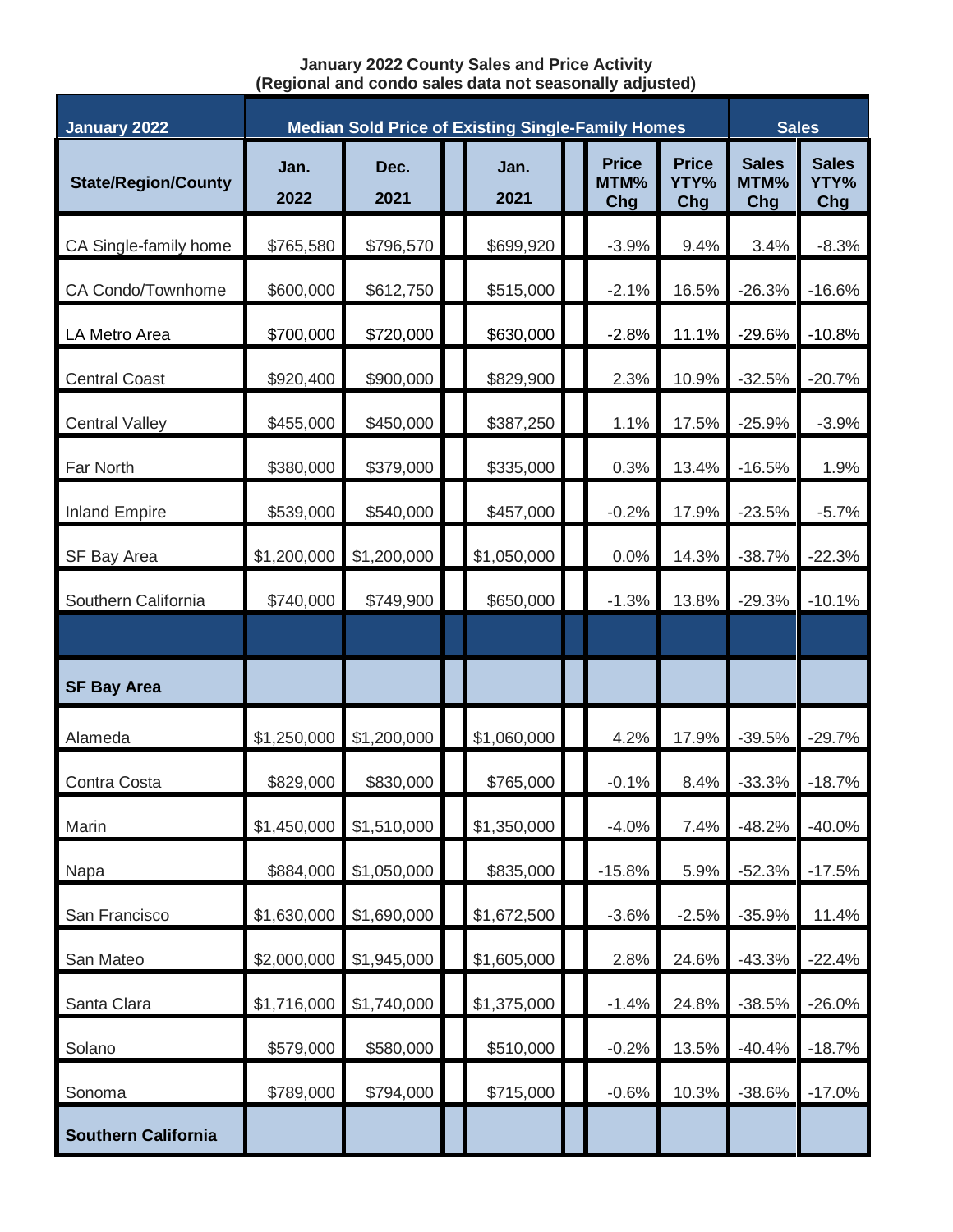**January 2022 County Sales and Price Activity**
**(Regional and condo sales data not seasonally adjusted)**

| January 2022 | Median Sold Price of Existing Single-Family Homes | | | | | Sales | |
|---|---|---|---|---|---|---|---|
| **State/Region/County** | **Jan. 2022** | **Dec. 2021** | **Jan. 2021** | **Price MTM% Chg** | **Price YTY% Chg** | **Sales MTM% Chg** | **Sales YTY% Chg** |
| CA Single-family home | $765,580 | $796,570 | $699,920 | -3.9% | 9.4% | 3.4% | -8.3% |
| CA Condo/Townhome | $600,000 | $612,750 | $515,000 | -2.1% | 16.5% | -26.3% | -16.6% |
| LA Metro Area | $700,000 | $720,000 | $630,000 | -2.8% | 11.1% | -29.6% | -10.8% |
| Central Coast | $920,400 | $900,000 | $829,900 | 2.3% | 10.9% | -32.5% | -20.7% |
| Central Valley | $455,000 | $450,000 | $387,250 | 1.1% | 17.5% | -25.9% | -3.9% |
| Far North | $380,000 | $379,000 | $335,000 | 0.3% | 13.4% | -16.5% | 1.9% |
| Inland Empire | $539,000 | $540,000 | $457,000 | -0.2% | 17.9% | -23.5% | -5.7% |
| SF Bay Area | $1,200,000 | $1,200,000 | $1,050,000 | 0.0% | 14.3% | -38.7% | -22.3% |
| Southern California | $740,000 | $749,900 | $650,000 | -1.3% | 13.8% | -29.3% | -10.1% |
| | | | | | | | |
| **SF Bay Area** | | | | | | | |
| Alameda | $1,250,000 | $1,200,000 | $1,060,000 | 4.2% | 17.9% | -39.5% | -29.7% |
| Contra Costa | $829,000 | $830,000 | $765,000 | -0.1% | 8.4% | -33.3% | -18.7% |
| Marin | $1,450,000 | $1,510,000 | $1,350,000 | -4.0% | 7.4% | -48.2% | -40.0% |
| Napa | $884,000 | $1,050,000 | $835,000 | -15.8% | 5.9% | -52.3% | -17.5% |
| San Francisco | $1,630,000 | $1,690,000 | $1,672,500 | -3.6% | -2.5% | -35.9% | 11.4% |
| San Mateo | $2,000,000 | $1,945,000 | $1,605,000 | 2.8% | 24.6% | -43.3% | -22.4% |
| Santa Clara | $1,716,000 | $1,740,000 | $1,375,000 | -1.4% | 24.8% | -38.5% | -26.0% |
| Solano | $579,000 | $580,000 | $510,000 | -0.2% | 13.5% | -40.4% | -18.7% |
| Sonoma | $789,000 | $794,000 | $715,000 | -0.6% | 10.3% | -38.6% | -17.0% |
| **Southern California** | | | | | | | |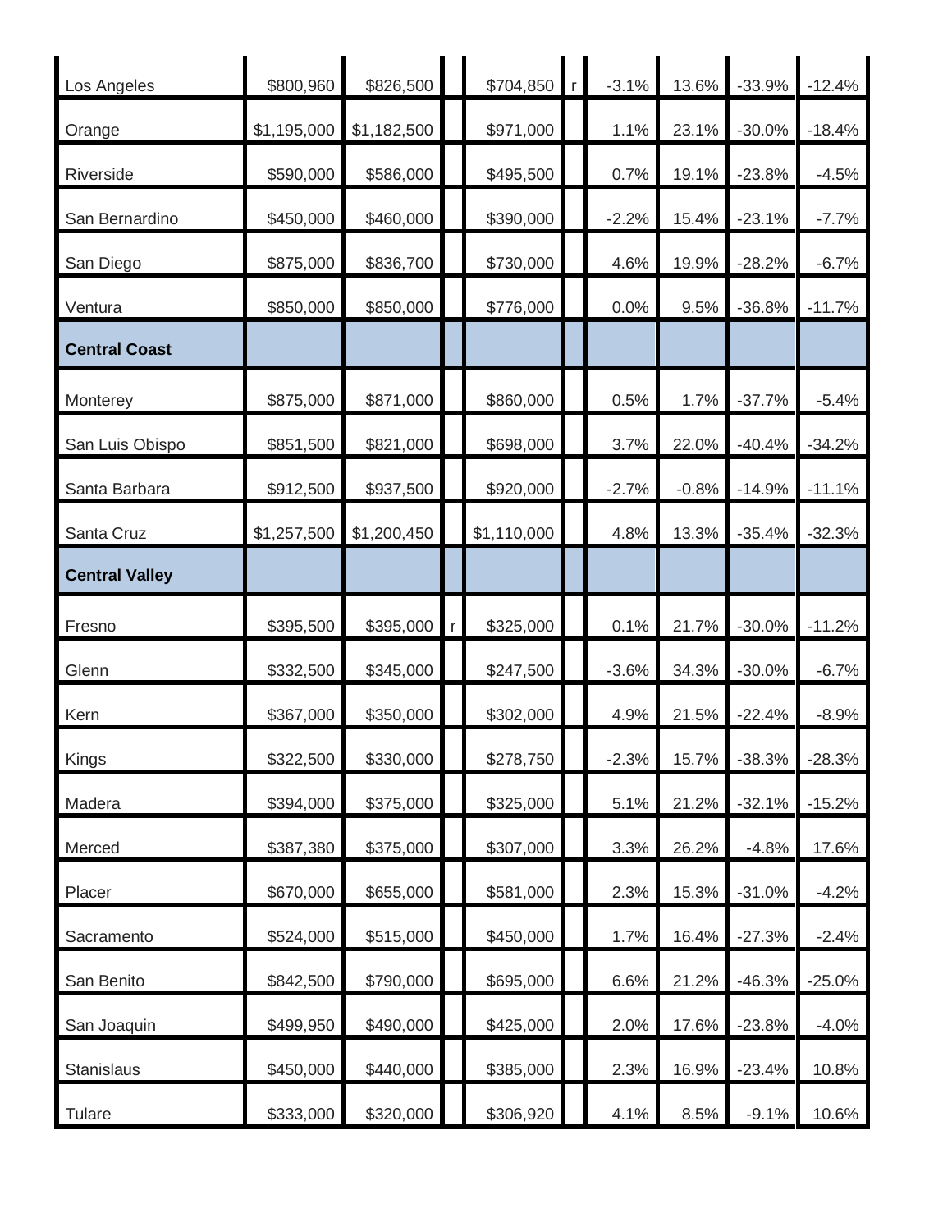| | | | | | | | | | |
|---|---|---|---|---|---|---|---|---|---|
| Los Angeles | $800,960 | $826,500 | | $704,850 | r | -3.1% | 13.6% | -33.9% | -12.4% |
| Orange | $1,195,000 | $1,182,500 | | $971,000 | | 1.1% | 23.1% | -30.0% | -18.4% |
| Riverside | $590,000 | $586,000 | | $495,500 | | 0.7% | 19.1% | -23.8% | -4.5% |
| San Bernardino | $450,000 | $460,000 | | $390,000 | | -2.2% | 15.4% | -23.1% | -7.7% |
| San Diego | $875,000 | $836,700 | | $730,000 | | 4.6% | 19.9% | -28.2% | -6.7% |
| Ventura | $850,000 | $850,000 | | $776,000 | | 0.0% | 9.5% | -36.8% | -11.7% |
| **Central Coast** | | | | | | | | | |
| Monterey | $875,000 | $871,000 | | $860,000 | | 0.5% | 1.7% | -37.7% | -5.4% |
| San Luis Obispo | $851,500 | $821,000 | | $698,000 | | 3.7% | 22.0% | -40.4% | -34.2% |
| Santa Barbara | $912,500 | $937,500 | | $920,000 | | -2.7% | -0.8% | -14.9% | -11.1% |
| Santa Cruz | $1,257,500 | $1,200,450 | | $1,110,000 | | 4.8% | 13.3% | -35.4% | -32.3% |
| **Central Valley** | | | | | | | | | |
| Fresno | $395,500 | $395,000 | r | $325,000 | | 0.1% | 21.7% | -30.0% | -11.2% |
| Glenn | $332,500 | $345,000 | | $247,500 | | -3.6% | 34.3% | -30.0% | -6.7% |
| Kern | $367,000 | $350,000 | | $302,000 | | 4.9% | 21.5% | -22.4% | -8.9% |
| Kings | $322,500 | $330,000 | | $278,750 | | -2.3% | 15.7% | -38.3% | -28.3% |
| Madera | $394,000 | $375,000 | | $325,000 | | 5.1% | 21.2% | -32.1% | -15.2% |
| Merced | $387,380 | $375,000 | | $307,000 | | 3.3% | 26.2% | -4.8% | 17.6% |
| Placer | $670,000 | $655,000 | | $581,000 | | 2.3% | 15.3% | -31.0% | -4.2% |
| Sacramento | $524,000 | $515,000 | | $450,000 | | 1.7% | 16.4% | -27.3% | -2.4% |
| San Benito | $842,500 | $790,000 | | $695,000 | | 6.6% | 21.2% | -46.3% | -25.0% |
| San Joaquin | $499,950 | $490,000 | | $425,000 | | 2.0% | 17.6% | -23.8% | -4.0% |
| Stanislaus | $450,000 | $440,000 | | $385,000 | | 2.3% | 16.9% | -23.4% | 10.8% |
| Tulare | $333,000 | $320,000 | | $306,920 | | 4.1% | 8.5% | -9.1% | 10.6% |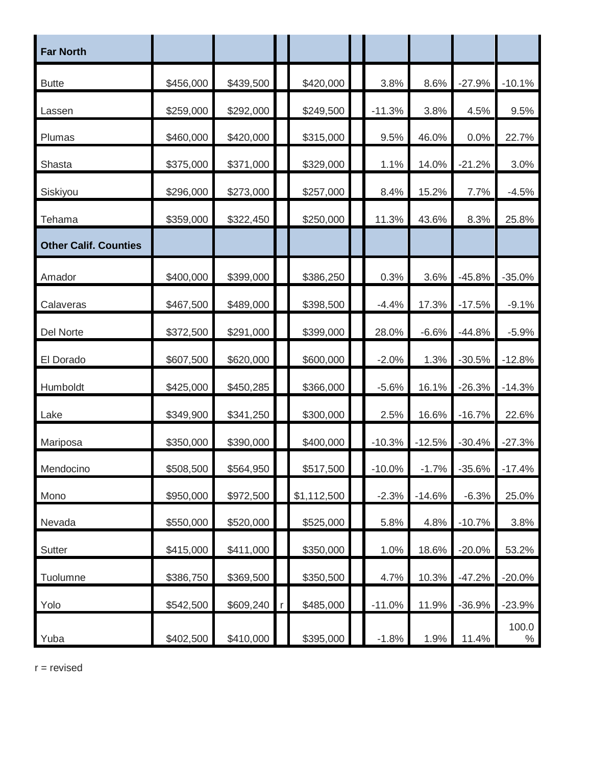| Far North | | | | | | | | | |
|---|---|---|---|---|---|---|---|---|---|
| Butte | $456,000 | $439,500 | | $420,000 | | 3.8% | 8.6% | -27.9% | -10.1% |
| Lassen | $259,000 | $292,000 | | $249,500 | | -11.3% | 3.8% | 4.5% | 9.5% |
| Plumas | $460,000 | $420,000 | | $315,000 | | 9.5% | 46.0% | 0.0% | 22.7% |
| Shasta | $375,000 | $371,000 | | $329,000 | | 1.1% | 14.0% | -21.2% | 3.0% |
| Siskiyou | $296,000 | $273,000 | | $257,000 | | 8.4% | 15.2% | 7.7% | -4.5% |
| Tehama | $359,000 | $322,450 | | $250,000 | | 11.3% | 43.6% | 8.3% | 25.8% |
| **Other Calif. Counties** | | | | | | | | | |
| Amador | $400,000 | $399,000 | | $386,250 | | 0.3% | 3.6% | -45.8% | -35.0% |
| Calaveras | $467,500 | $489,000 | | $398,500 | | -4.4% | 17.3% | -17.5% | -9.1% |
| Del Norte | $372,500 | $291,000 | | $399,000 | | 28.0% | -6.6% | -44.8% | -5.9% |
| El Dorado | $607,500 | $620,000 | | $600,000 | | -2.0% | 1.3% | -30.5% | -12.8% |
| Humboldt | $425,000 | $450,285 | | $366,000 | | -5.6% | 16.1% | -26.3% | -14.3% |
| Lake | $349,900 | $341,250 | | $300,000 | | 2.5% | 16.6% | -16.7% | 22.6% |
| Mariposa | $350,000 | $390,000 | | $400,000 | | -10.3% | -12.5% | -30.4% | -27.3% |
| Mendocino | $508,500 | $564,950 | | $517,500 | | -10.0% | -1.7% | -35.6% | -17.4% |
| Mono | $950,000 | $972,500 | | $1,112,500 | | -2.3% | -14.6% | -6.3% | 25.0% |
| Nevada | $550,000 | $520,000 | | $525,000 | | 5.8% | 4.8% | -10.7% | 3.8% |
| Sutter | $415,000 | $411,000 | | $350,000 | | 1.0% | 18.6% | -20.0% | 53.2% |
| Tuolumne | $386,750 | $369,500 | | $350,500 | | 4.7% | 10.3% | -47.2% | -20.0% |
| Yolo | $542,500 | $609,240 | r | $485,000 | | -11.0% | 11.9% | -36.9% | -23.9% |
| Yuba | $402,500 | $410,000 | | $395,000 | | -1.8% | 1.9% | 11.4% | 100.0% |

r = revised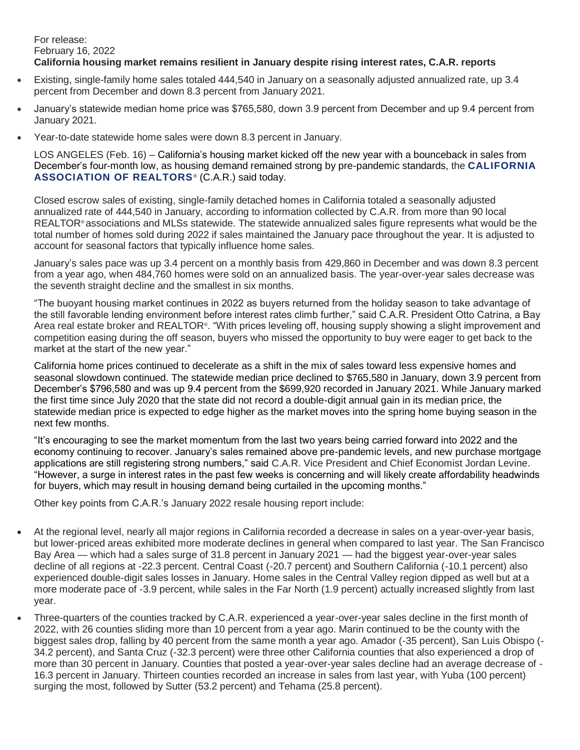For release:
February 16, 2022

**California housing market remains resilient in January despite rising interest rates, C.A.R. reports**

- Existing, single-family home sales totaled 444,540 in January on a seasonally adjusted annualized rate, up 3.4 percent from December and down 8.3 percent from January 2021.
- January's statewide median home price was $765,580, down 3.9 percent from December and up 9.4 percent from January 2021.
- Year-to-date statewide home sales were down 8.3 percent in January.

LOS ANGELES (Feb. 16) – California's housing market kicked off the new year with a bounceback in sales from December's four-month low, as housing demand remained strong by pre-pandemic standards, the **CALIFORNIA ASSOCIATION OF REALTORS®** (C.A.R.) said today.

Closed escrow sales of existing, single-family detached homes in California totaled a seasonally adjusted annualized rate of 444,540 in January, according to information collected by C.A.R. from more than 90 local REALTOR® associations and MLSs statewide. The statewide annualized sales figure represents what would be the total number of homes sold during 2022 if sales maintained the January pace throughout the year. It is adjusted to account for seasonal factors that typically influence home sales.

January's sales pace was up 3.4 percent on a monthly basis from 429,860 in December and was down 8.3 percent from a year ago, when 484,760 homes were sold on an annualized basis. The year-over-year sales decrease was the seventh straight decline and the smallest in six months.

"The buoyant housing market continues in 2022 as buyers returned from the holiday season to take advantage of the still favorable lending environment before interest rates climb further," said C.A.R. President Otto Catrina, a Bay Area real estate broker and REALTOR®. "With prices leveling off, housing supply showing a slight improvement and competition easing during the off season, buyers who missed the opportunity to buy were eager to get back to the market at the start of the new year."

California home prices continued to decelerate as a shift in the mix of sales toward less expensive homes and seasonal slowdown continued. The statewide median price declined to $765,580 in January, down 3.9 percent from December's $796,580 and was up 9.4 percent from the $699,920 recorded in January 2021. While January marked the first time since July 2020 that the state did not record a double-digit annual gain in its median price, the statewide median price is expected to edge higher as the market moves into the spring home buying season in the next few months.

"It's encouraging to see the market momentum from the last two years being carried forward into 2022 and the economy continuing to recover. January's sales remained above pre-pandemic levels, and new purchase mortgage applications are still registering strong numbers," said C.A.R. Vice President and Chief Economist Jordan Levine. "However, a surge in interest rates in the past few weeks is concerning and will likely create affordability headwinds for buyers, which may result in housing demand being curtailed in the upcoming months."

Other key points from C.A.R.'s January 2022 resale housing report include:

- At the regional level, nearly all major regions in California recorded a decrease in sales on a year-over-year basis, but lower-priced areas exhibited more moderate declines in general when compared to last year. The San Francisco Bay Area — which had a sales surge of 31.8 percent in January 2021 — had the biggest year-over-year sales decline of all regions at -22.3 percent. Central Coast (-20.7 percent) and Southern California (-10.1 percent) also experienced double-digit sales losses in January. Home sales in the Central Valley region dipped as well but at a more moderate pace of -3.9 percent, while sales in the Far North (1.9 percent) actually increased slightly from last year.
- Three-quarters of the counties tracked by C.A.R. experienced a year-over-year sales decline in the first month of 2022, with 26 counties sliding more than 10 percent from a year ago. Marin continued to be the county with the biggest sales drop, falling by 40 percent from the same month a year ago. Amador (-35 percent), San Luis Obispo (-34.2 percent), and Santa Cruz (-32.3 percent) were three other California counties that also experienced a drop of more than 30 percent in January. Counties that posted a year-over-year sales decline had an average decrease of -16.3 percent in January. Thirteen counties recorded an increase in sales from last year, with Yuba (100 percent) surging the most, followed by Sutter (53.2 percent) and Tehama (25.8 percent).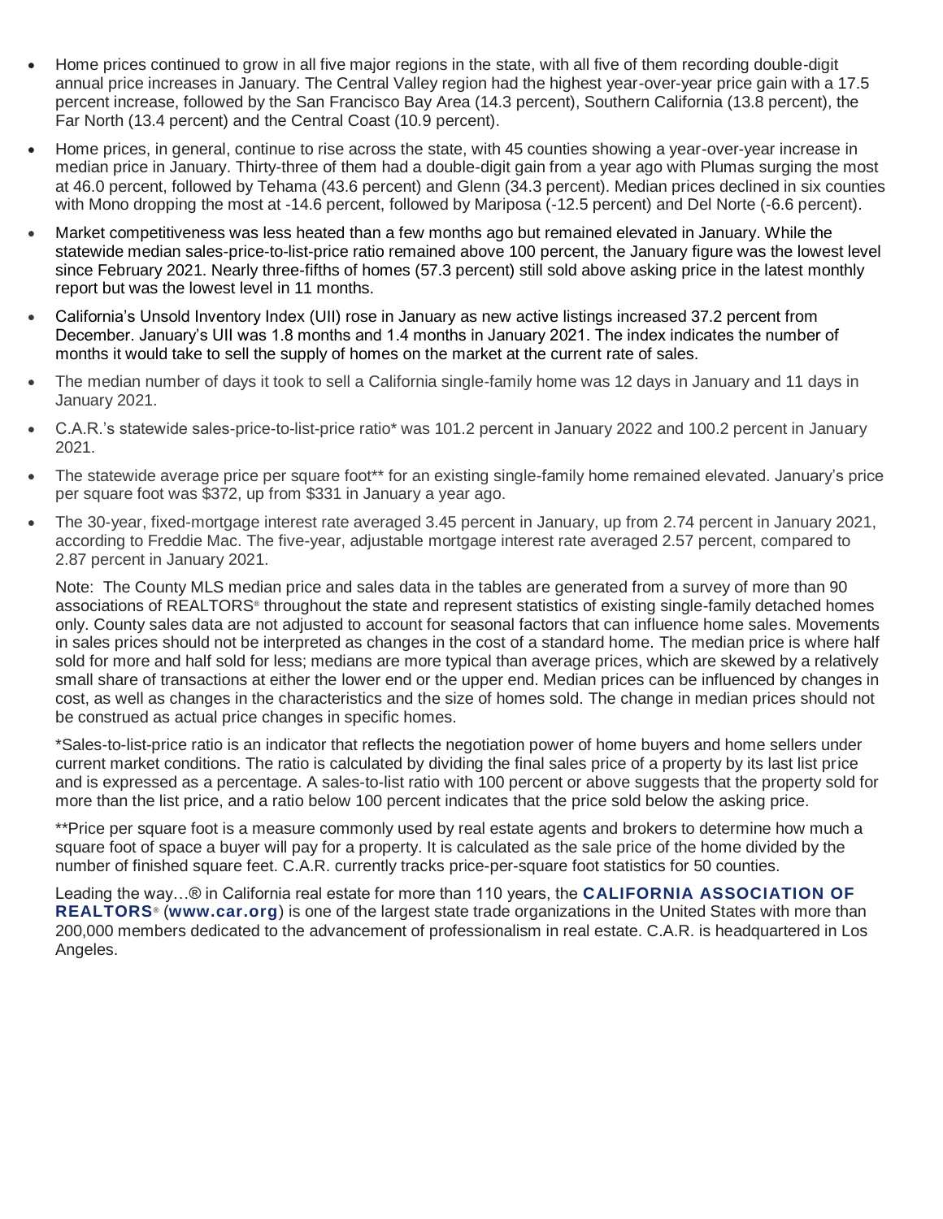- Home prices continued to grow in all five major regions in the state, with all five of them recording double-digit annual price increases in January. The Central Valley region had the highest year-over-year price gain with a 17.5 percent increase, followed by the San Francisco Bay Area (14.3 percent), Southern California (13.8 percent), the Far North (13.4 percent) and the Central Coast (10.9 percent).
- Home prices, in general, continue to rise across the state, with 45 counties showing a year-over-year increase in median price in January. Thirty-three of them had a double-digit gain from a year ago with Plumas surging the most at 46.0 percent, followed by Tehama (43.6 percent) and Glenn (34.3 percent). Median prices declined in six counties with Mono dropping the most at -14.6 percent, followed by Mariposa (-12.5 percent) and Del Norte (-6.6 percent).
- Market competitiveness was less heated than a few months ago but remained elevated in January. While the statewide median sales-price-to-list-price ratio remained above 100 percent, the January figure was the lowest level since February 2021. Nearly three-fifths of homes (57.3 percent) still sold above asking price in the latest monthly report but was the lowest level in 11 months.
- California's Unsold Inventory Index (UII) rose in January as new active listings increased 37.2 percent from December. January's UII was 1.8 months and 1.4 months in January 2021. The index indicates the number of months it would take to sell the supply of homes on the market at the current rate of sales.
- The median number of days it took to sell a California single-family home was 12 days in January and 11 days in January 2021.
- C.A.R.'s statewide sales-price-to-list-price ratio* was 101.2 percent in January 2022 and 100.2 percent in January 2021.
- The statewide average price per square foot** for an existing single-family home remained elevated. January's price per square foot was $372, up from $331 in January a year ago.
- The 30-year, fixed-mortgage interest rate averaged 3.45 percent in January, up from 2.74 percent in January 2021, according to Freddie Mac. The five-year, adjustable mortgage interest rate averaged 2.57 percent, compared to 2.87 percent in January 2021.

Note: The County MLS median price and sales data in the tables are generated from a survey of more than 90 associations of REALTORS® throughout the state and represent statistics of existing single-family detached homes only. County sales data are not adjusted to account for seasonal factors that can influence home sales. Movements in sales prices should not be interpreted as changes in the cost of a standard home. The median price is where half sold for more and half sold for less; medians are more typical than average prices, which are skewed by a relatively small share of transactions at either the lower end or the upper end. Median prices can be influenced by changes in cost, as well as changes in the characteristics and the size of homes sold. The change in median prices should not be construed as actual price changes in specific homes.

*Sales-to-list-price ratio is an indicator that reflects the negotiation power of home buyers and home sellers under current market conditions. The ratio is calculated by dividing the final sales price of a property by its last list price and is expressed as a percentage. A sales-to-list ratio with 100 percent or above suggests that the property sold for more than the list price, and a ratio below 100 percent indicates that the price sold below the asking price.

**Price per square foot is a measure commonly used by real estate agents and brokers to determine how much a square foot of space a buyer will pay for a property. It is calculated as the sale price of the home divided by the number of finished square feet. C.A.R. currently tracks price-per-square foot statistics for 50 counties.

Leading the way…® in California real estate for more than 110 years, the **CALIFORNIA ASSOCIATION OF REALTORS®** (**www.car.org**) is one of the largest state trade organizations in the United States with more than 200,000 members dedicated to the advancement of professionalism in real estate. C.A.R. is headquartered in Los Angeles.